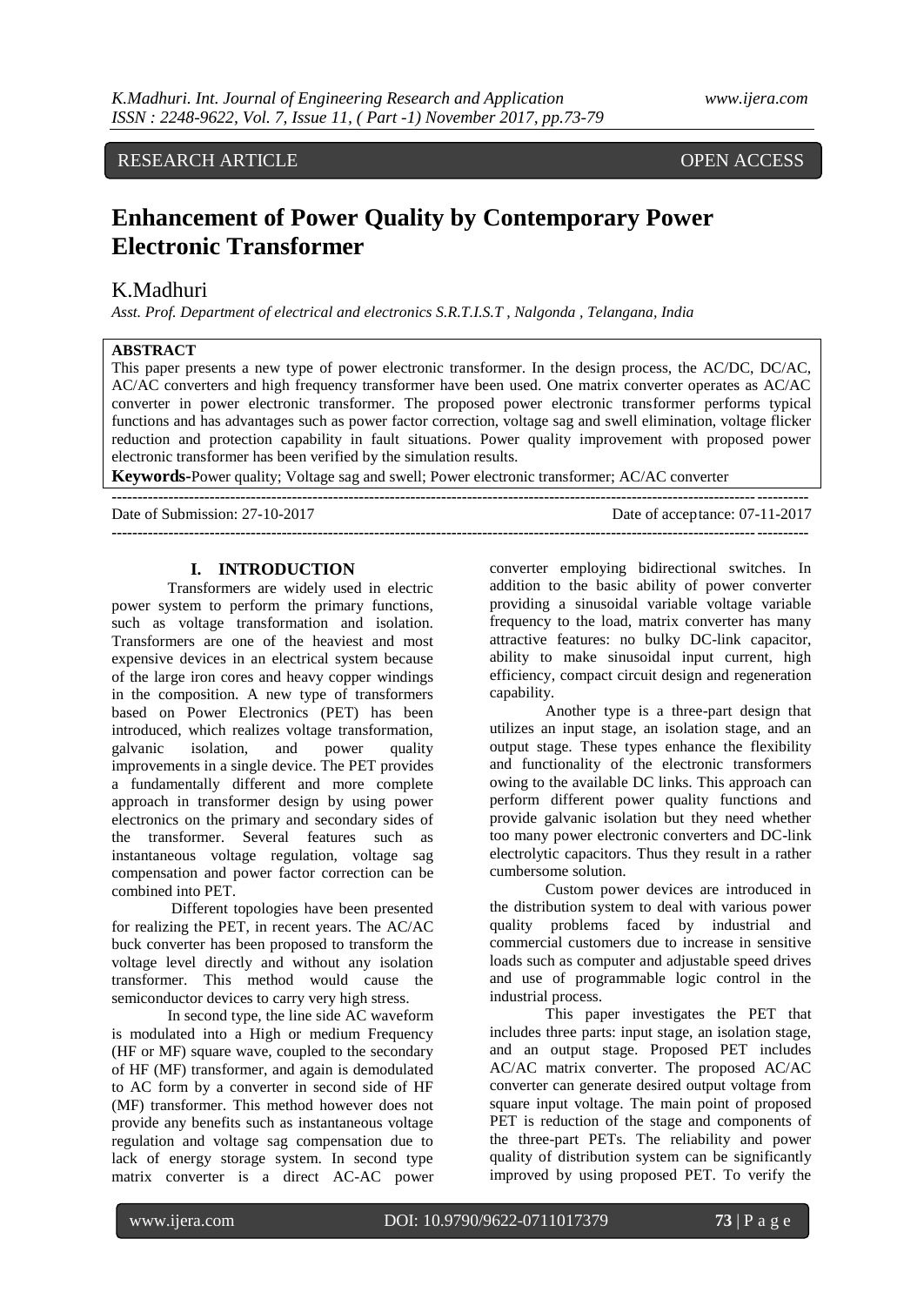RESEARCH ARTICLE OPEN ACCESS

# Enhancement of Power Quality by Contemporary Power Electronic Transformer

## K.Madhuri

*Asst. Prof. Department of electrical and electronics S.R.T.I.S.T , Nalgonda , Telangana, India*

**ABSTRACT**

This paper presents a new type of power electronic transformer. In the design process, the AC/DC, DC/AC, AC/AC converters and high frequency transformer have been used. One matrix converter operates as AC/AC converter in power electronic transformer. The proposed power electronic transformer performs typical functions and has advantages such as power factor correction, voltage sag and swell elimination, voltage flicker reduction and protection capability in fault situations. Power quality improvement with proposed power electronic transformer has been verified by the simulation results.

**Keywords-**Power quality; Voltage sag and swell; Power electronic transformer; AC/AC converter

Date of Submission: 27-10-2017 Date of acceptance: 07-11-2017

## I. INTRODUCTION

Transformers are widely used in electric power system to perform the primary functions, such as voltage transformation and isolation. Transformers are one of the heaviest and most expensive devices in an electrical system because of the large iron cores and heavy copper windings in the composition. A new type of transformers based on Power Electronics (PET) has been introduced, which realizes voltage transformation, galvanic isolation, and power quality improvements in a single device. The PET provides a fundamentally different and more complete approach in transformer design by using power electronics on the primary and secondary sides of the transformer. Several features such as instantaneous voltage regulation, voltage sag compensation and power factor correction can be combined into PET.

Different topologies have been presented for realizing the PET, in recent years. The AC/AC buck converter has been proposed to transform the voltage level directly and without any isolation transformer. This method would cause the semiconductor devices to carry very high stress.

In second type, the line side AC waveform is modulated into a High or medium Frequency (HF or MF) square wave, coupled to the secondary of HF (MF) transformer, and again is demodulated to AC form by a converter in second side of HF (MF) transformer. This method however does not provide any benefits such as instantaneous voltage regulation and voltage sag compensation due to lack of energy storage system. In second type matrix converter is a direct AC-AC power converter employing bidirectional switches. In addition to the basic ability of power converter providing a sinusoidal variable voltage variable frequency to the load, matrix converter has many attractive features: no bulky DC-link capacitor, ability to make sinusoidal input current, high efficiency, compact circuit design and regeneration capability.

Another type is a three-part design that utilizes an input stage, an isolation stage, and an output stage. These types enhance the flexibility and functionality of the electronic transformers owing to the available DC links. This approach can perform different power quality functions and provide galvanic isolation but they need whether too many power electronic converters and DC-link electrolytic capacitors. Thus they result in a rather cumbersome solution.

Custom power devices are introduced in the distribution system to deal with various power quality problems faced by industrial and commercial customers due to increase in sensitive loads such as computer and adjustable speed drives and use of programmable logic control in the industrial process.

This paper investigates the PET that includes three parts: input stage, an isolation stage, and an output stage. Proposed PET includes AC/AC matrix converter. The proposed AC/AC converter can generate desired output voltage from square input voltage. The main point of proposed PET is reduction of the stage and components of the three-part PETs. The reliability and power quality of distribution system can be significantly improved by using proposed PET. To verify the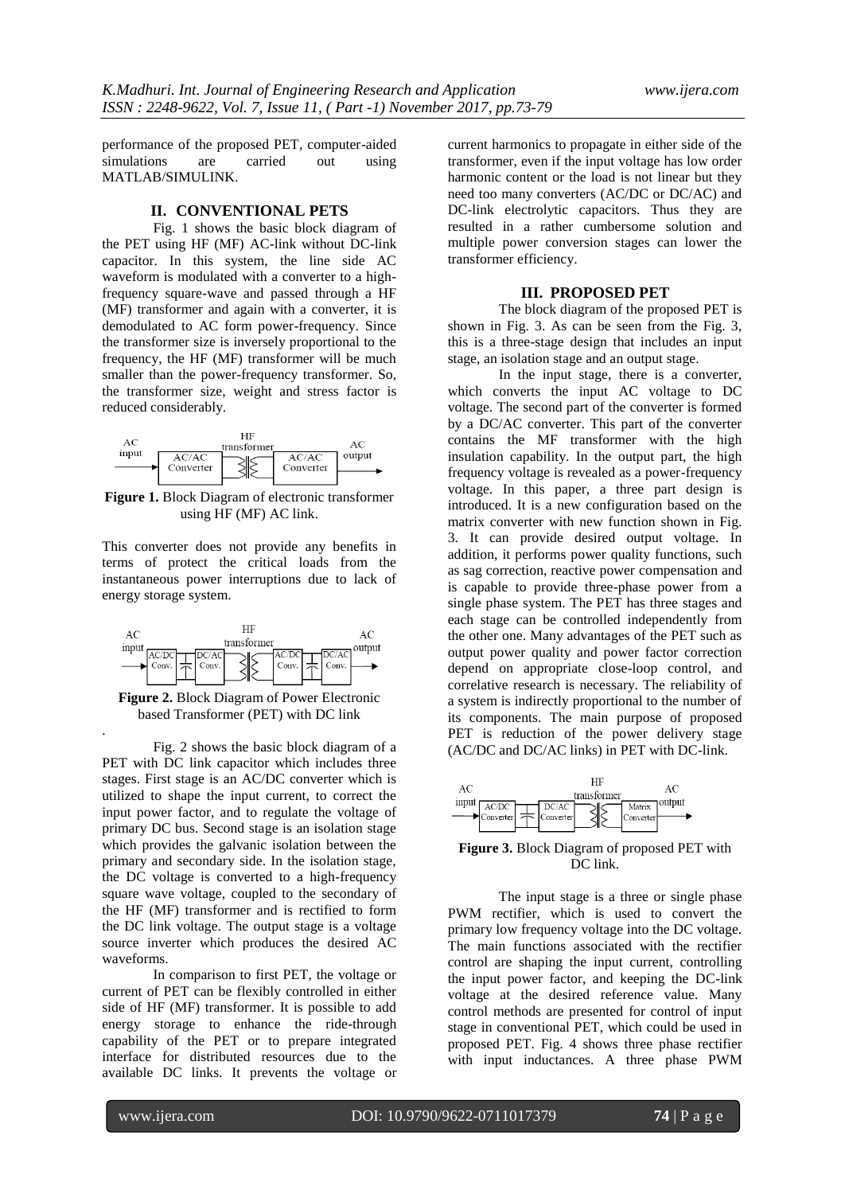performance of the proposed PET, computer-aided simulations are carried out using MATLAB/SIMULINK.

## II. CONVENTIONAL PETS

Fig. 1 shows the basic block diagram of the PET using HF (MF) AC-link without DC-link capacitor. In this system, the line side AC waveform is modulated with a converter to a high-frequency square-wave and passed through a HF (MF) transformer and again with a converter, it is demodulated to AC form power-frequency. Since the transformer size is inversely proportional to the frequency, the HF (MF) transformer will be much smaller than the power-frequency transformer. So, the transformer size, weight and stress factor is reduced considerably.

AC input
AC/AC Converter
HF transformer
AC/AC Converter
AC output

**Figure 1.** Block Diagram of electronic transformer using HF (MF) AC link.

This converter does not provide any benefits in terms of protect the critical loads from the instantaneous power interruptions due to lack of energy storage system.

AC input
AC/DC Conv.
DC/AC Conv.
HF transformer
AC/DC Conv.
DC/AC Conv.
AC output

**Figure 2.** Block Diagram of Power Electronic based Transformer (PET) with DC link

Fig. 2 shows the basic block diagram of a PET with DC link capacitor which includes three stages. First stage is an AC/DC converter which is utilized to shape the input current, to correct the input power factor, and to regulate the voltage of primary DC bus. Second stage is an isolation stage which provides the galvanic isolation between the primary and secondary side. In the isolation stage, the DC voltage is converted to a high-frequency square wave voltage, coupled to the secondary of the HF (MF) transformer and is rectified to form the DC link voltage. The output stage is a voltage source inverter which produces the desired AC waveforms.

In comparison to first PET, the voltage or current of PET can be flexibly controlled in either side of HF (MF) transformer. It is possible to add energy storage to enhance the ride-through capability of the PET or to prepare integrated interface for distributed resources due to the available DC links. It prevents the voltage or current harmonics to propagate in either side of the transformer, even if the input voltage has low order harmonic content or the load is not linear but they need too many converters (AC/DC or DC/AC) and DC-link electrolytic capacitors. Thus they are resulted in a rather cumbersome solution and multiple power conversion stages can lower the transformer efficiency.

## III. PROPOSED PET

The block diagram of the proposed PET is shown in Fig. 3. As can be seen from the Fig. 3, this is a three-stage design that includes an input stage, an isolation stage and an output stage.

In the input stage, there is a converter, which converts the input AC voltage to DC voltage. The second part of the converter is formed by a DC/AC converter. This part of the converter contains the MF transformer with the high insulation capability. In the output part, the high frequency voltage is revealed as a power-frequency voltage. In this paper, a three part design is introduced. It is a new configuration based on the matrix converter with new function shown in Fig. 3. It can provide desired output voltage. In addition, it performs power quality functions, such as sag correction, reactive power compensation and is capable to provide three-phase power from a single phase system. The PET has three stages and each stage can be controlled independently from the other one. Many advantages of the PET such as output power quality and power factor correction depend on appropriate close-loop control, and correlative research is necessary. The reliability of a system is indirectly proportional to the number of its components. The main purpose of proposed PET is reduction of the power delivery stage (AC/DC and DC/AC links) in PET with DC-link.

AC input
AC/DC Converter
DC/AC Converter
HF transformer
Matrix Converter
AC output

**Figure 3.** Block Diagram of proposed PET with DC link.

The input stage is a three or single phase PWM rectifier, which is used to convert the primary low frequency voltage into the DC voltage. The main functions associated with the rectifier control are shaping the input current, controlling the input power factor, and keeping the DC-link voltage at the desired reference value. Many control methods are presented for control of input stage in conventional PET, which could be used in proposed PET. Fig. 4 shows three phase rectifier with input inductances. A three phase PWM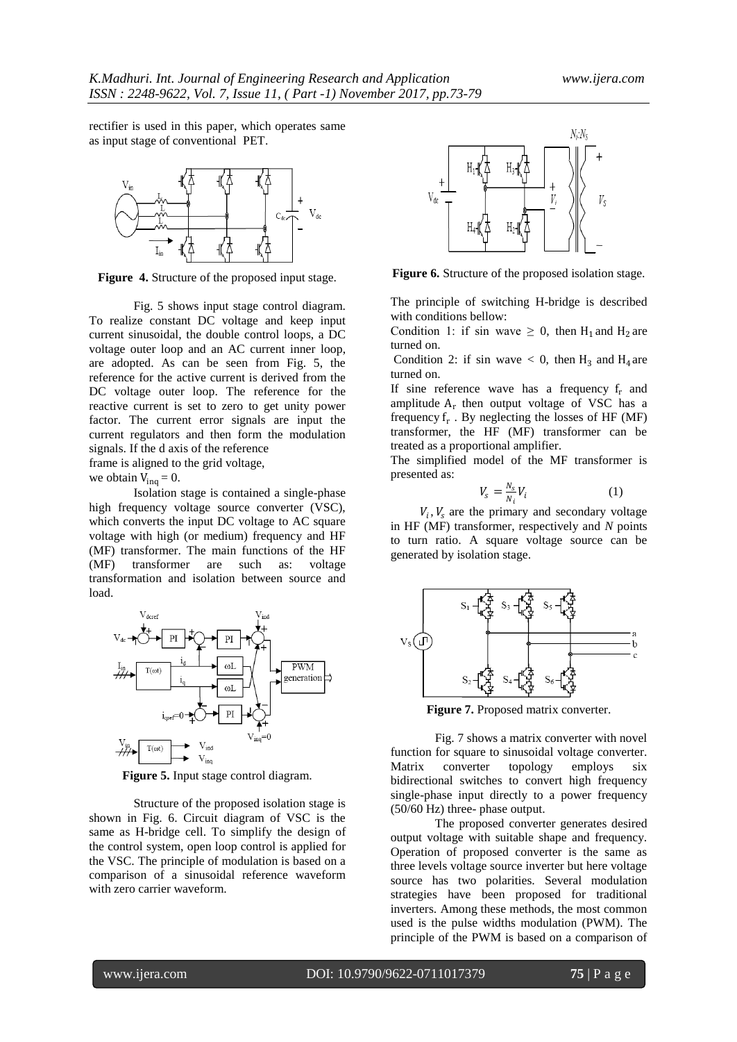rectifier is used in this paper, which operates same as input stage of conventional PET.

**Figure 4.** Structure of the proposed input stage.

Fig. 5 shows input stage control diagram. To realize constant DC voltage and keep input current sinusoidal, the double control loops, a DC voltage outer loop and an AC current inner loop, are adopted. As can be seen from Fig. 5, the reference for the active current is derived from the DC voltage outer loop. The reference for the reactive current is set to zero to get unity power factor. The current error signals are input the current regulators and then form the modulation signals. If the d axis of the reference frame is aligned to the grid voltage, we obtain $V_{inq} = 0$.

Isolation stage is contained a single-phase high frequency voltage source converter (VSC), which converts the input DC voltage to AC square voltage with high (or medium) frequency and HF (MF) transformer. The main functions of the HF (MF) transformer are such as: voltage transformation and isolation between source and load.

**Figure 5.** Input stage control diagram.

Structure of the proposed isolation stage is shown in Fig. 6. Circuit diagram of VSC is the same as H-bridge cell. To simplify the design of the control system, open loop control is applied for the VSC. The principle of modulation is based on a comparison of a sinusoidal reference waveform with zero carrier waveform.

**Figure 6.** Structure of the proposed isolation stage.

The principle of switching H-bridge is described with conditions bellow:

Condition 1: if sin wave $\geq$ 0, then $H_1$ and $H_2$ are turned on.

Condition 2: if sin wave < 0, then $H_3$ and $H_4$ are turned on.

If sine reference wave has a frequency $f_r$ and amplitude $A_r$ then output voltage of VSC has a frequency $f_r$ . By neglecting the losses of HF (MF) transformer, the HF (MF) transformer can be treated as a proportional amplifier.

The simplified model of the MF transformer is presented as:

$$V_s = \frac{N_s}{N_i} V_i \tag{1}$$

$V_i, V_s$ are the primary and secondary voltage in HF (MF) transformer, respectively and *N* points to turn ratio. A square voltage source can be generated by isolation stage.

**Figure 7.** Proposed matrix converter.

Fig. 7 shows a matrix converter with novel function for square to sinusoidal voltage converter. Matrix converter topology employs six bidirectional switches to convert high frequency single-phase input directly to a power frequency (50/60 Hz) three- phase output.

The proposed converter generates desired output voltage with suitable shape and frequency. Operation of proposed converter is the same as three levels voltage source inverter but here voltage source has two polarities. Several modulation strategies have been proposed for traditional inverters. Among these methods, the most common used is the pulse widths modulation (PWM). The principle of the PWM is based on a comparison of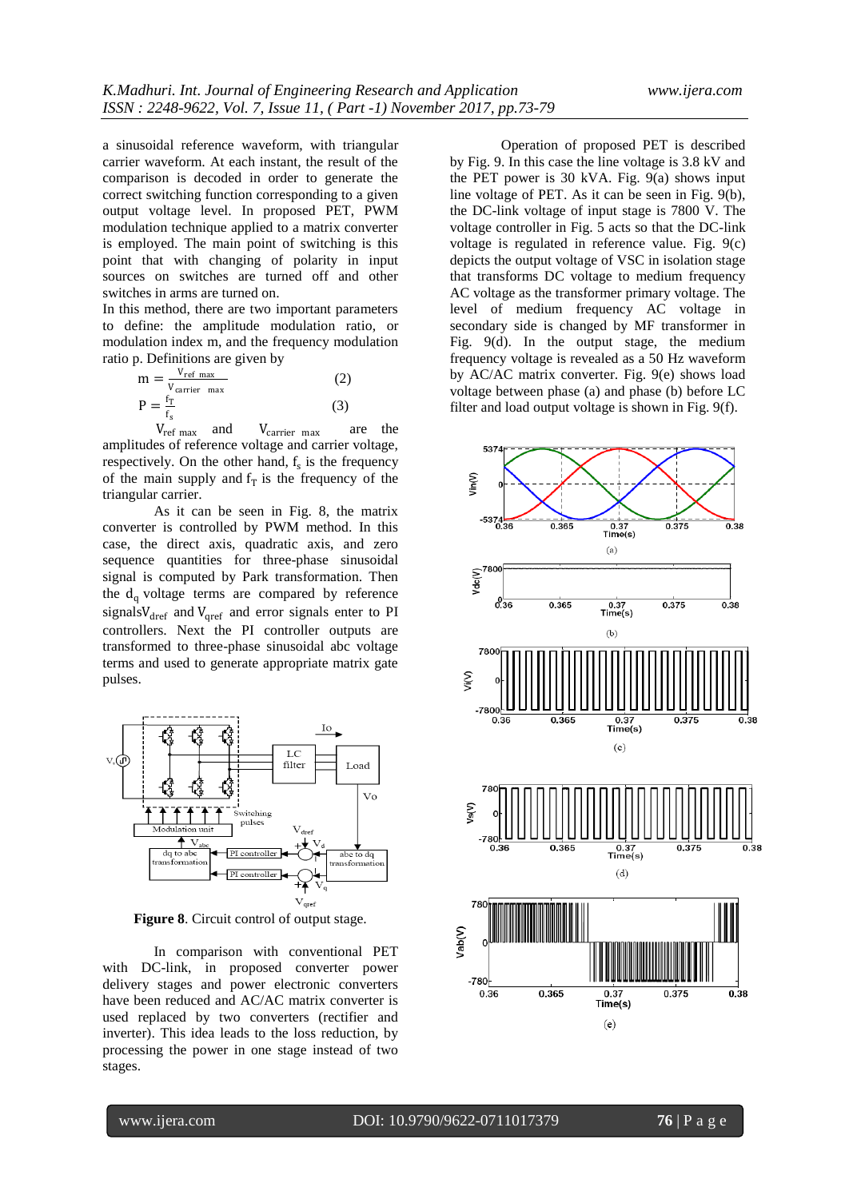a sinusoidal reference waveform, with triangular carrier waveform. At each instant, the result of the comparison is decoded in order to generate the correct switching function corresponding to a given output voltage level. In proposed PET, PWM modulation technique applied to a matrix converter is employed. The main point of switching is this point that with changing of polarity in input sources on switches are turned off and other switches in arms are turned on.

In this method, there are two important parameters to define: the amplitude modulation ratio, or modulation index m, and the frequency modulation ratio p. Definitions are given by

$$m = \frac{V_{ref\ max}}{V_{carrier\ max}} \quad (2)$$

$$P = \frac{f_T}{f_s} \quad (3)$$

$V_{ref\ max}$ and $V_{carrier\ max}$ are the amplitudes of reference voltage and carrier voltage, respectively. On the other hand, $f_s$ is the frequency of the main supply and $f_T$ is the frequency of the triangular carrier.

As it can be seen in Fig. 8, the matrix converter is controlled by PWM method. In this case, the direct axis, quadratic axis, and zero sequence quantities for three-phase sinusoidal signal is computed by Park transformation. Then the $d_q$ voltage terms are compared by reference signals $V_{dref}$ and $V_{qref}$ and error signals enter to PI controllers. Next the PI controller outputs are transformed to three-phase sinusoidal abc voltage terms and used to generate appropriate matrix gate pulses.

**Figure 8**. Circuit control of output stage.

In comparison with conventional PET with DC-link, in proposed converter power delivery stages and power electronic converters have been reduced and AC/AC matrix converter is used replaced by two converters (rectifier and inverter). This idea leads to the loss reduction, by processing the power in one stage instead of two stages.

Operation of proposed PET is described by Fig. 9. In this case the line voltage is 3.8 kV and the PET power is 30 kVA. Fig. 9(a) shows input line voltage of PET. As it can be seen in Fig. 9(b), the DC-link voltage of input stage is 7800 V. The voltage controller in Fig. 5 acts so that the DC-link voltage is regulated in reference value. Fig. 9(c) depicts the output voltage of VSC in isolation stage that transforms DC voltage to medium frequency AC voltage as the transformer primary voltage. The level of medium frequency AC voltage in secondary side is changed by MF transformer in Fig. 9(d). In the output stage, the medium frequency voltage is revealed as a 50 Hz waveform by AC/AC matrix converter. Fig. 9(e) shows load voltage between phase (a) and phase (b) before LC filter and load output voltage is shown in Fig. 9(f).

(a)

(b)

(c)

(d)

(e)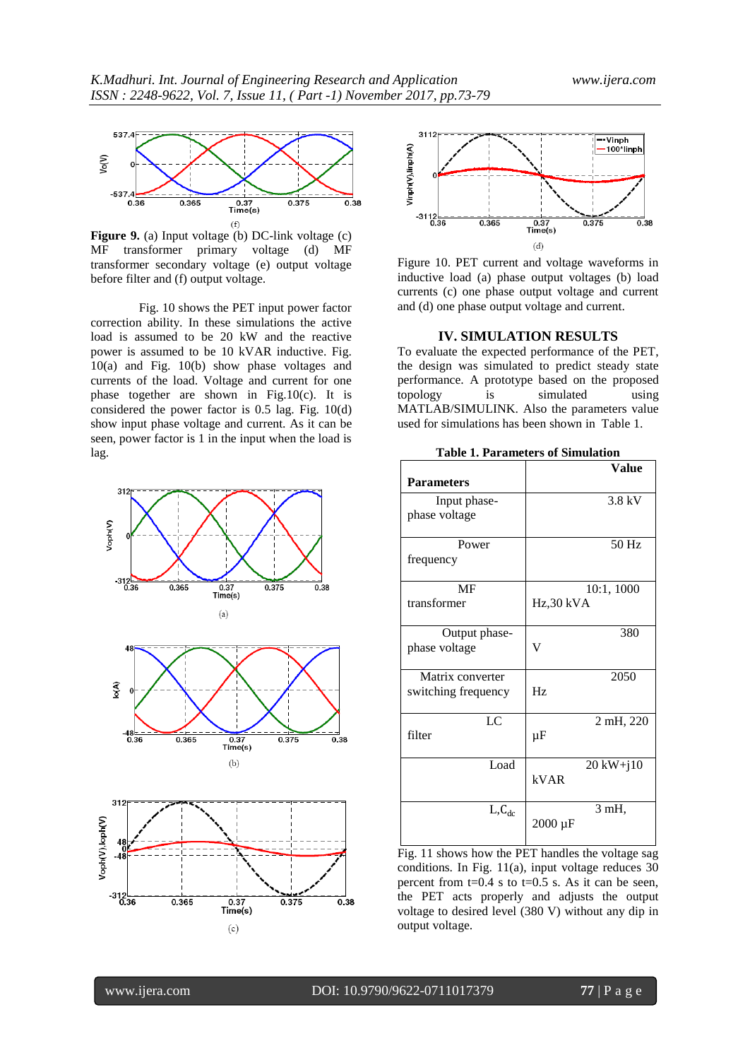(f)

**Figure 9.** (a) Input voltage (b) DC-link voltage (c) MF transformer primary voltage (d) MF transformer secondary voltage (e) output voltage before filter and (f) output voltage.

Fig. 10 shows the PET input power factor correction ability. In these simulations the active load is assumed to be 20 kW and the reactive power is assumed to be 10 kVAR inductive. Fig. 10(a) and Fig. 10(b) show phase voltages and currents of the load. Voltage and current for one phase together are shown in Fig.10(c). It is considered the power factor is 0.5 lag. Fig. 10(d) show input phase voltage and current. As it can be seen, power factor is 1 in the input when the load is lag.

(a)

(b)

(c)

(d)

Figure 10. PET current and voltage waveforms in inductive load (a) phase output voltages (b) load currents (c) one phase output voltage and current and (d) one phase output voltage and current.

## IV. SIMULATION RESULTS

To evaluate the expected performance of the PET, the design was simulated to predict steady state performance. A prototype based on the proposed topology is simulated using MATLAB/SIMULINK. Also the parameters value used for simulations has been shown in Table 1.

**Table 1. Parameters of Simulation**

| Parameters | Value |
|---|---|
| Input phase-phase voltage | 3.8 kV |
| Power frequency | 50 Hz |
| MF transformer | 10:1, 1000 Hz,30 kVA |
| Output phase-phase voltage | 380 V |
| Matrix converter switching frequency | 2050 Hz |
| LC filter | 2 mH, 220 μF |
| Load | 20 kW+j10 kVAR |
| $L, C_{dc}$ | 3 mH, 2000 μF |

Fig. 11 shows how the PET handles the voltage sag conditions. In Fig. 11(a), input voltage reduces 30 percent from t=0.4 s to t=0.5 s. As it can be seen, the PET acts properly and adjusts the output voltage to desired level (380 V) without any dip in output voltage.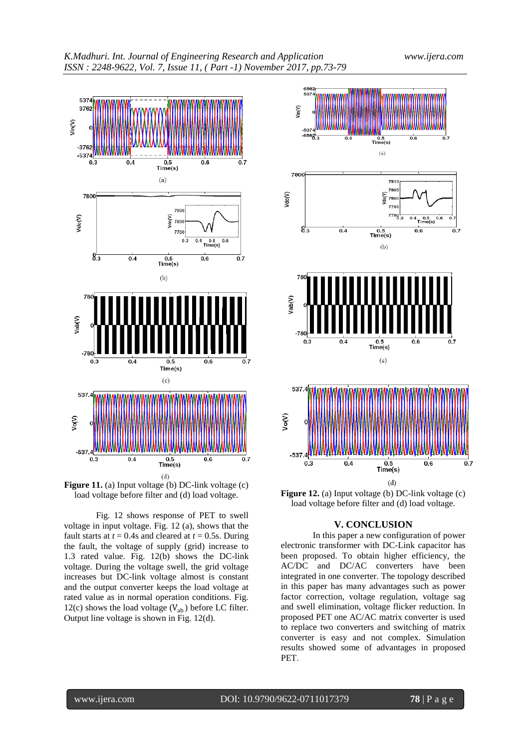**Figure 11.** (a) Input voltage (b) DC-link voltage (c) load voltage before filter and (d) load voltage.

Fig. 12 shows response of PET to swell voltage in input voltage. Fig. 12 (a), shows that the fault starts at $t = 0.4$s and cleared at $t = 0.5$s. During the fault, the voltage of supply (grid) increase to 1.3 rated value. Fig. 12(b) shows the DC-link voltage. During the voltage swell, the grid voltage increases but DC-link voltage almost is constant and the output converter keeps the load voltage at rated value as in normal operation conditions. Fig. 12(c) shows the load voltage ($V_{ab}$) before LC filter. Output line voltage is shown in Fig. 12(d).

**Figure 12.** (a) Input voltage (b) DC-link voltage (c) load voltage before filter and (d) load voltage.

## V. CONCLUSION

In this paper a new configuration of power electronic transformer with DC-Link capacitor has been proposed. To obtain higher efficiency, the AC/DC and DC/AC converters have been integrated in one converter. The topology described in this paper has many advantages such as power factor correction, voltage regulation, voltage sag and swell elimination, voltage flicker reduction. In proposed PET one AC/AC matrix converter is used to replace two converters and switching of matrix converter is easy and not complex. Simulation results showed some of advantages in proposed PET.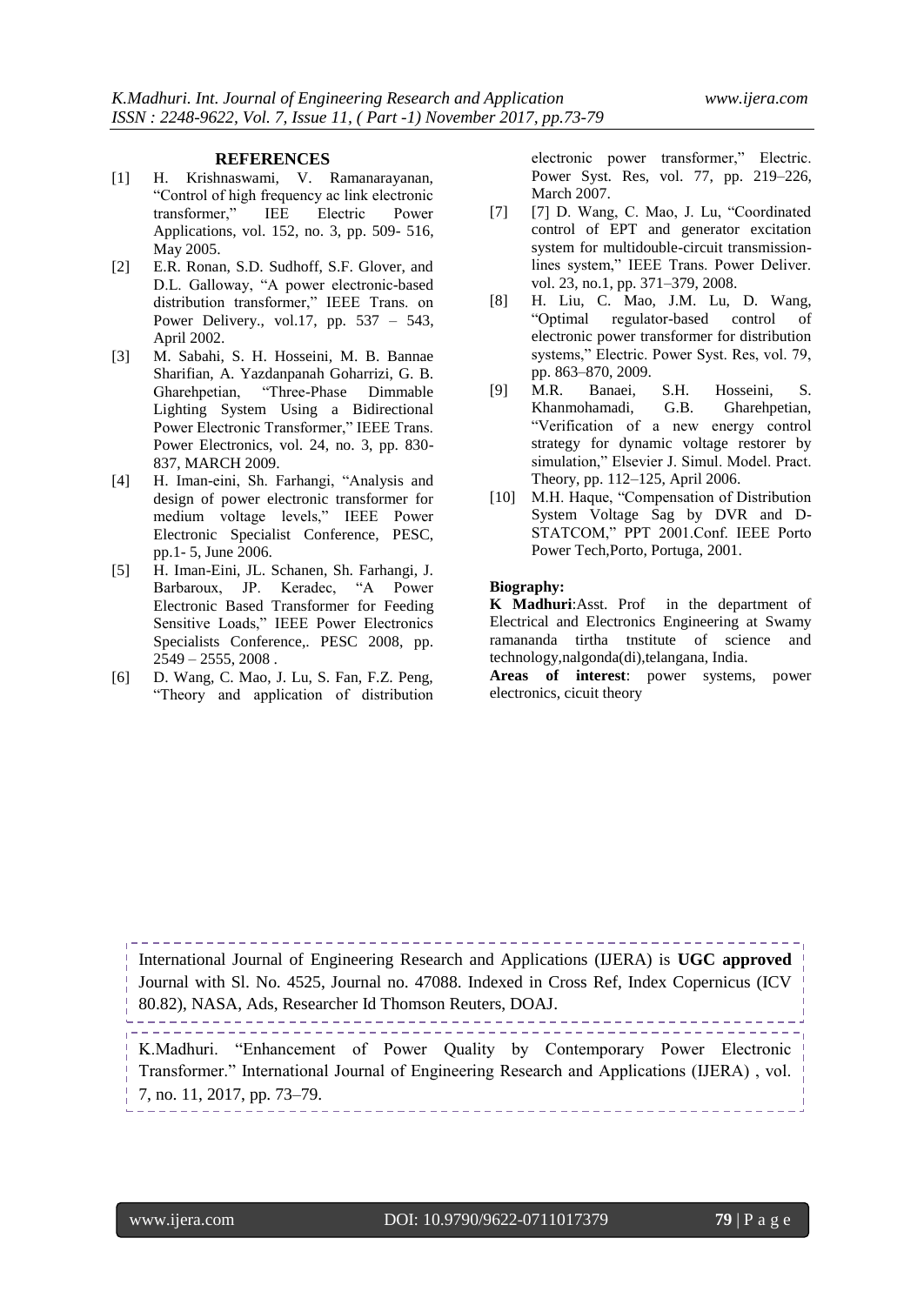## REFERENCES

[1] H. Krishnaswami, V. Ramanarayanan, "Control of high frequency ac link electronic transformer," IEE Electric Power Applications, vol. 152, no. 3, pp. 509- 516, May 2005.

[2] E.R. Ronan, S.D. Sudhoff, S.F. Glover, and D.L. Galloway, "A power electronic-based distribution transformer," IEEE Trans. on Power Delivery., vol.17, pp. 537 – 543, April 2002.

[3] M. Sabahi, S. H. Hosseini, M. B. Bannae Sharifian, A. Yazdanpanah Goharrizi, G. B. Gharehpetian, "Three-Phase Dimmable Lighting System Using a Bidirectional Power Electronic Transformer," IEEE Trans. Power Electronics, vol. 24, no. 3, pp. 830-837, MARCH 2009.

[4] H. Iman-eini, Sh. Farhangi, "Analysis and design of power electronic transformer for medium voltage levels," IEEE Power Electronic Specialist Conference, PESC, pp.1- 5, June 2006.

[5] H. Iman-Eini, JL. Schanen, Sh. Farhangi, J. Barbaroux, JP. Keradec, "A Power Electronic Based Transformer for Feeding Sensitive Loads," IEEE Power Electronics Specialists Conference,. PESC 2008, pp. 2549 – 2555, 2008 .

[6] D. Wang, C. Mao, J. Lu, S. Fan, F.Z. Peng, "Theory and application of distribution electronic power transformer," Electric. Power Syst. Res, vol. 77, pp. 219–226, March 2007.

[7] [7] D. Wang, C. Mao, J. Lu, "Coordinated control of EPT and generator excitation system for multidouble-circuit transmission-lines system," IEEE Trans. Power Deliver. vol. 23, no.1, pp. 371–379, 2008.

[8] H. Liu, C. Mao, J.M. Lu, D. Wang, "Optimal regulator-based control of electronic power transformer for distribution systems," Electric. Power Syst. Res, vol. 79, pp. 863–870, 2009.

[9] M.R. Banaei, S.H. Hosseini, S. Khanmohamadi, G.B. Gharehpetian, "Verification of a new energy control strategy for dynamic voltage restorer by simulation," Elsevier J. Simul. Model. Pract. Theory, pp. 112–125, April 2006.

[10] M.H. Haque, "Compensation of Distribution System Voltage Sag by DVR and D-STATCOM," PPT 2001.Conf. IEEE Porto Power Tech,Porto, Portuga, 2001.

**Biography:**

**K Madhuri**:Asst. Prof in the department of Electrical and Electronics Engineering at Swamy ramananda tirtha tnstitute of science and technology,nalgonda(di),telangana, India.

**Areas of interest**: power systems, power electronics, cicuit theory

International Journal of Engineering Research and Applications (IJERA) is **UGC approved** Journal with Sl. No. 4525, Journal no. 47088. Indexed in Cross Ref, Index Copernicus (ICV 80.82), NASA, Ads, Researcher Id Thomson Reuters, DOAJ.

K.Madhuri. "Enhancement of Power Quality by Contemporary Power Electronic Transformer." International Journal of Engineering Research and Applications (IJERA) , vol. 7, no. 11, 2017, pp. 73–79.